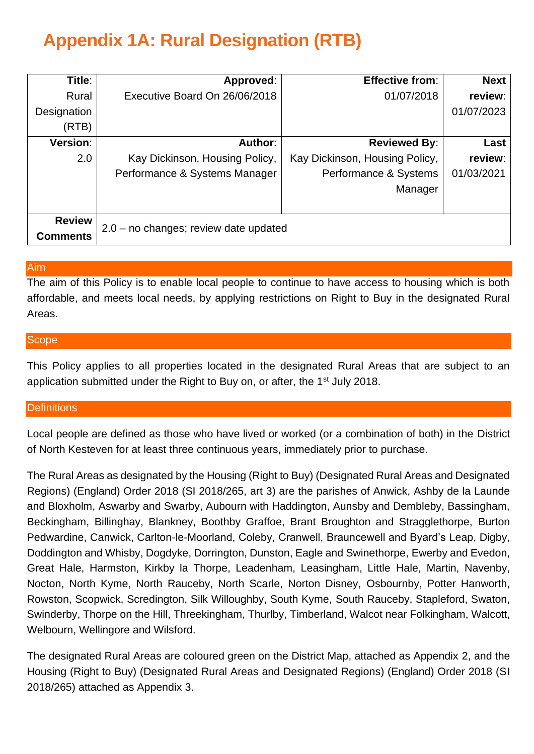# Appendix 1A: Rural Designation (RTB)

| **Title**: Rural Designation (RTB) | **Approved**: Executive Board On 26/06/2018 | **Effective from**: 01/07/2018 | **Next review**: 01/07/2023 |
|---|---|---|---|
| **Version**: 2.0 | **Author**: Kay Dickinson, Housing Policy, Performance & Systems Manager | **Reviewed By**: Kay Dickinson, Housing Policy, Performance & Systems Manager | **Last review**: 01/03/2021 |
| **Review Comments** | 2.0 – no changes; review date updated | | |

## Aim

The aim of this Policy is to enable local people to continue to have access to housing which is both affordable, and meets local needs, by applying restrictions on Right to Buy in the designated Rural Areas.

## Scope

This Policy applies to all properties located in the designated Rural Areas that are subject to an application submitted under the Right to Buy on, or after, the 1st July 2018.

## Definitions

Local people are defined as those who have lived or worked (or a combination of both) in the District of North Kesteven for at least three continuous years, immediately prior to purchase.

The Rural Areas as designated by the Housing (Right to Buy) (Designated Rural Areas and Designated Regions) (England) Order 2018 (SI 2018/265, art 3) are the parishes of Anwick, Ashby de la Launde and Bloxholm, Aswarby and Swarby, Aubourn with Haddington, Aunsby and Dembleby, Bassingham, Beckingham, Billinghay, Blankney, Boothby Graffoe, Brant Broughton and Stragglethorpe, Burton Pedwardine, Canwick, Carlton-le-Moorland, Coleby, Cranwell, Brauncewell and Byard's Leap, Digby, Doddington and Whisby, Dogdyke, Dorrington, Dunston, Eagle and Swinethorpe, Ewerby and Evedon, Great Hale, Harmston, Kirkby la Thorpe, Leadenham, Leasingham, Little Hale, Martin, Navenby, Nocton, North Kyme, North Rauceby, North Scarle, Norton Disney, Osbournby, Potter Hanworth, Rowston, Scopwick, Scredington, Silk Willoughby, South Kyme, South Rauceby, Stapleford, Swaton, Swinderby, Thorpe on the Hill, Threekingham, Thurlby, Timberland, Walcot near Folkingham, Walcott, Welbourn, Wellingore and Wilsford.

The designated Rural Areas are coloured green on the District Map, attached as Appendix 2, and the Housing (Right to Buy) (Designated Rural Areas and Designated Regions) (England) Order 2018 (SI 2018/265) attached as Appendix 3.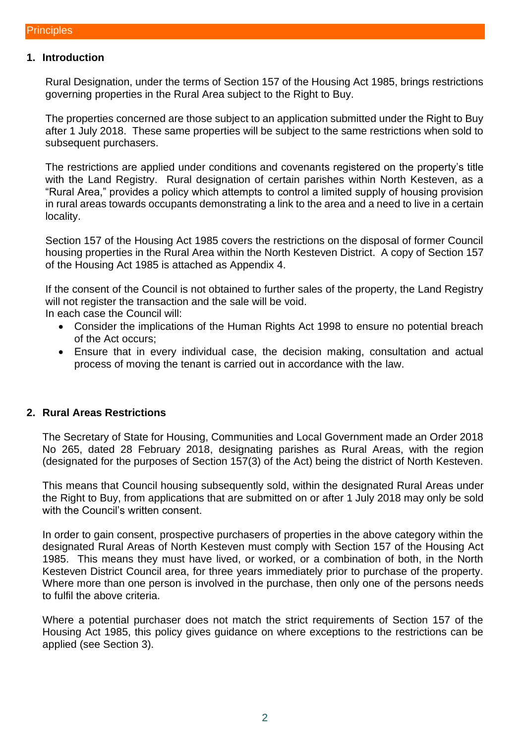## Principles

### 1. Introduction

Rural Designation, under the terms of Section 157 of the Housing Act 1985, brings restrictions governing properties in the Rural Area subject to the Right to Buy.

The properties concerned are those subject to an application submitted under the Right to Buy after 1 July 2018. These same properties will be subject to the same restrictions when sold to subsequent purchasers.

The restrictions are applied under conditions and covenants registered on the property's title with the Land Registry. Rural designation of certain parishes within North Kesteven, as a "Rural Area," provides a policy which attempts to control a limited supply of housing provision in rural areas towards occupants demonstrating a link to the area and a need to live in a certain locality.

Section 157 of the Housing Act 1985 covers the restrictions on the disposal of former Council housing properties in the Rural Area within the North Kesteven District. A copy of Section 157 of the Housing Act 1985 is attached as Appendix 4.

If the consent of the Council is not obtained to further sales of the property, the Land Registry will not register the transaction and the sale will be void.
In each case the Council will:

- Consider the implications of the Human Rights Act 1998 to ensure no potential breach of the Act occurs;
- Ensure that in every individual case, the decision making, consultation and actual process of moving the tenant is carried out in accordance with the law.

### 2. Rural Areas Restrictions

The Secretary of State for Housing, Communities and Local Government made an Order 2018 No 265, dated 28 February 2018, designating parishes as Rural Areas, with the region (designated for the purposes of Section 157(3) of the Act) being the district of North Kesteven.

This means that Council housing subsequently sold, within the designated Rural Areas under the Right to Buy, from applications that are submitted on or after 1 July 2018 may only be sold with the Council's written consent.

In order to gain consent, prospective purchasers of properties in the above category within the designated Rural Areas of North Kesteven must comply with Section 157 of the Housing Act 1985. This means they must have lived, or worked, or a combination of both, in the North Kesteven District Council area, for three years immediately prior to purchase of the property. Where more than one person is involved in the purchase, then only one of the persons needs to fulfil the above criteria.

Where a potential purchaser does not match the strict requirements of Section 157 of the Housing Act 1985, this policy gives guidance on where exceptions to the restrictions can be applied (see Section 3).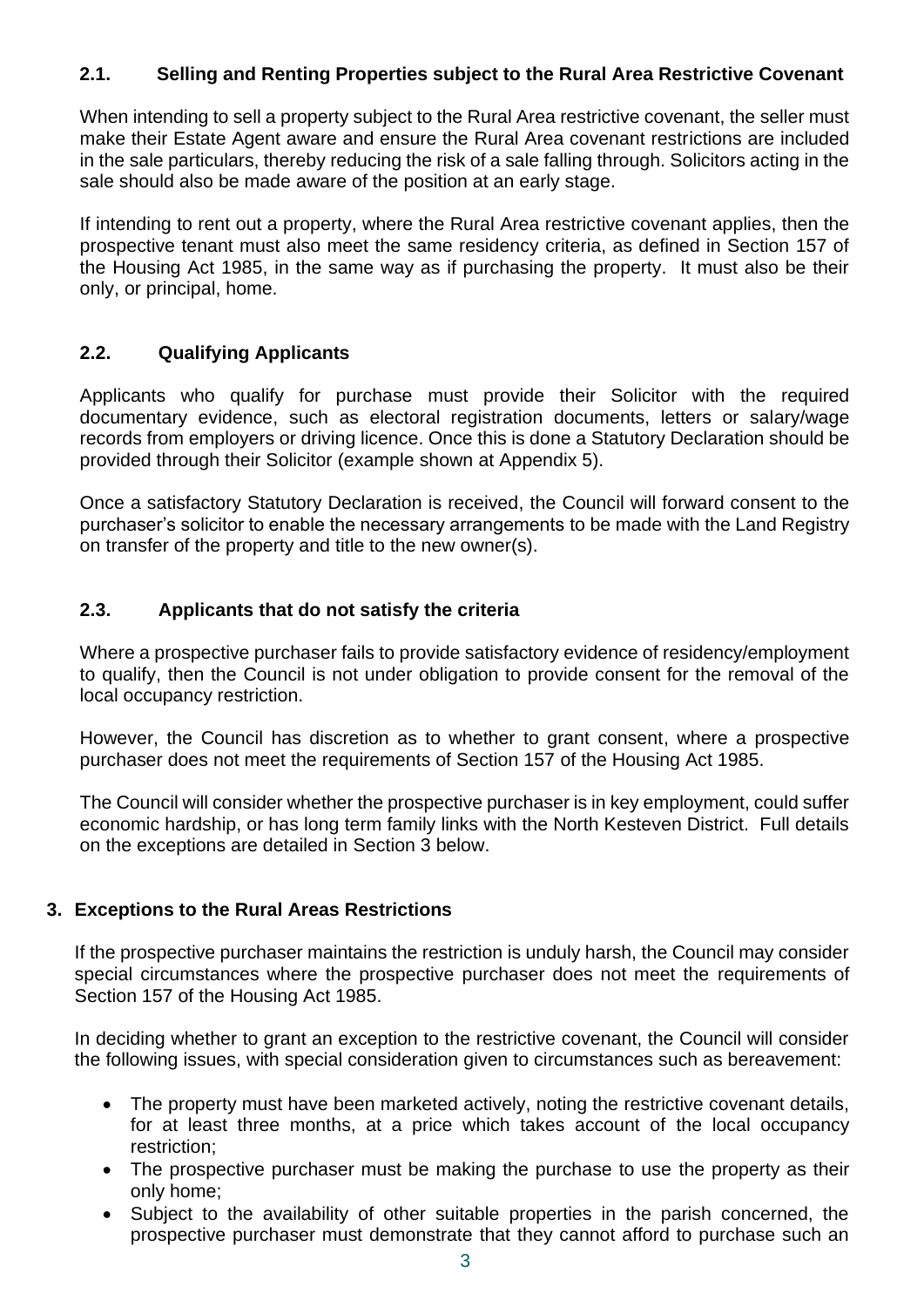### 2.1. Selling and Renting Properties subject to the Rural Area Restrictive Covenant

When intending to sell a property subject to the Rural Area restrictive covenant, the seller must make their Estate Agent aware and ensure the Rural Area covenant restrictions are included in the sale particulars, thereby reducing the risk of a sale falling through. Solicitors acting in the sale should also be made aware of the position at an early stage.

If intending to rent out a property, where the Rural Area restrictive covenant applies, then the prospective tenant must also meet the same residency criteria, as defined in Section 157 of the Housing Act 1985, in the same way as if purchasing the property. It must also be their only, or principal, home.

### 2.2. Qualifying Applicants

Applicants who qualify for purchase must provide their Solicitor with the required documentary evidence, such as electoral registration documents, letters or salary/wage records from employers or driving licence. Once this is done a Statutory Declaration should be provided through their Solicitor (example shown at Appendix 5).

Once a satisfactory Statutory Declaration is received, the Council will forward consent to the purchaser's solicitor to enable the necessary arrangements to be made with the Land Registry on transfer of the property and title to the new owner(s).

### 2.3. Applicants that do not satisfy the criteria

Where a prospective purchaser fails to provide satisfactory evidence of residency/employment to qualify, then the Council is not under obligation to provide consent for the removal of the local occupancy restriction.

However, the Council has discretion as to whether to grant consent, where a prospective purchaser does not meet the requirements of Section 157 of the Housing Act 1985.

The Council will consider whether the prospective purchaser is in key employment, could suffer economic hardship, or has long term family links with the North Kesteven District. Full details on the exceptions are detailed in Section 3 below.

## 3. Exceptions to the Rural Areas Restrictions

If the prospective purchaser maintains the restriction is unduly harsh, the Council may consider special circumstances where the prospective purchaser does not meet the requirements of Section 157 of the Housing Act 1985.

In deciding whether to grant an exception to the restrictive covenant, the Council will consider the following issues, with special consideration given to circumstances such as bereavement:

- The property must have been marketed actively, noting the restrictive covenant details, for at least three months, at a price which takes account of the local occupancy restriction;
- The prospective purchaser must be making the purchase to use the property as their only home;
- Subject to the availability of other suitable properties in the parish concerned, the prospective purchaser must demonstrate that they cannot afford to purchase such an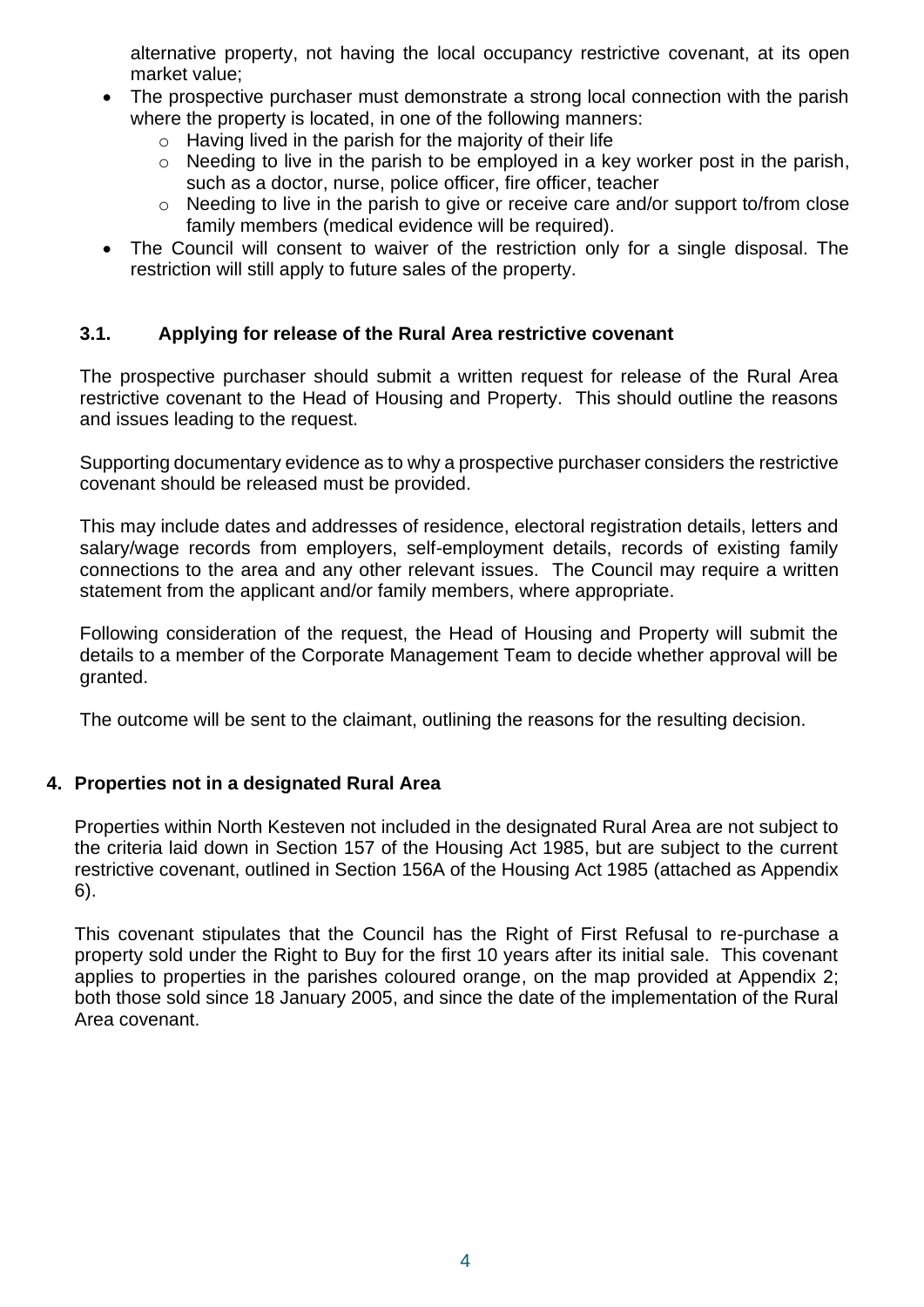alternative property, not having the local occupancy restrictive covenant, at its open market value;

- The prospective purchaser must demonstrate a strong local connection with the parish where the property is located, in one of the following manners:
  - Having lived in the parish for the majority of their life
  - Needing to live in the parish to be employed in a key worker post in the parish, such as a doctor, nurse, police officer, fire officer, teacher
  - Needing to live in the parish to give or receive care and/or support to/from close family members (medical evidence will be required).
- The Council will consent to waiver of the restriction only for a single disposal. The restriction will still apply to future sales of the property.

### 3.1. Applying for release of the Rural Area restrictive covenant

The prospective purchaser should submit a written request for release of the Rural Area restrictive covenant to the Head of Housing and Property. This should outline the reasons and issues leading to the request.

Supporting documentary evidence as to why a prospective purchaser considers the restrictive covenant should be released must be provided.

This may include dates and addresses of residence, electoral registration details, letters and salary/wage records from employers, self-employment details, records of existing family connections to the area and any other relevant issues. The Council may require a written statement from the applicant and/or family members, where appropriate.

Following consideration of the request, the Head of Housing and Property will submit the details to a member of the Corporate Management Team to decide whether approval will be granted.

The outcome will be sent to the claimant, outlining the reasons for the resulting decision.

## 4. Properties not in a designated Rural Area

Properties within North Kesteven not included in the designated Rural Area are not subject to the criteria laid down in Section 157 of the Housing Act 1985, but are subject to the current restrictive covenant, outlined in Section 156A of the Housing Act 1985 (attached as Appendix 6).

This covenant stipulates that the Council has the Right of First Refusal to re-purchase a property sold under the Right to Buy for the first 10 years after its initial sale. This covenant applies to properties in the parishes coloured orange, on the map provided at Appendix 2; both those sold since 18 January 2005, and since the date of the implementation of the Rural Area covenant.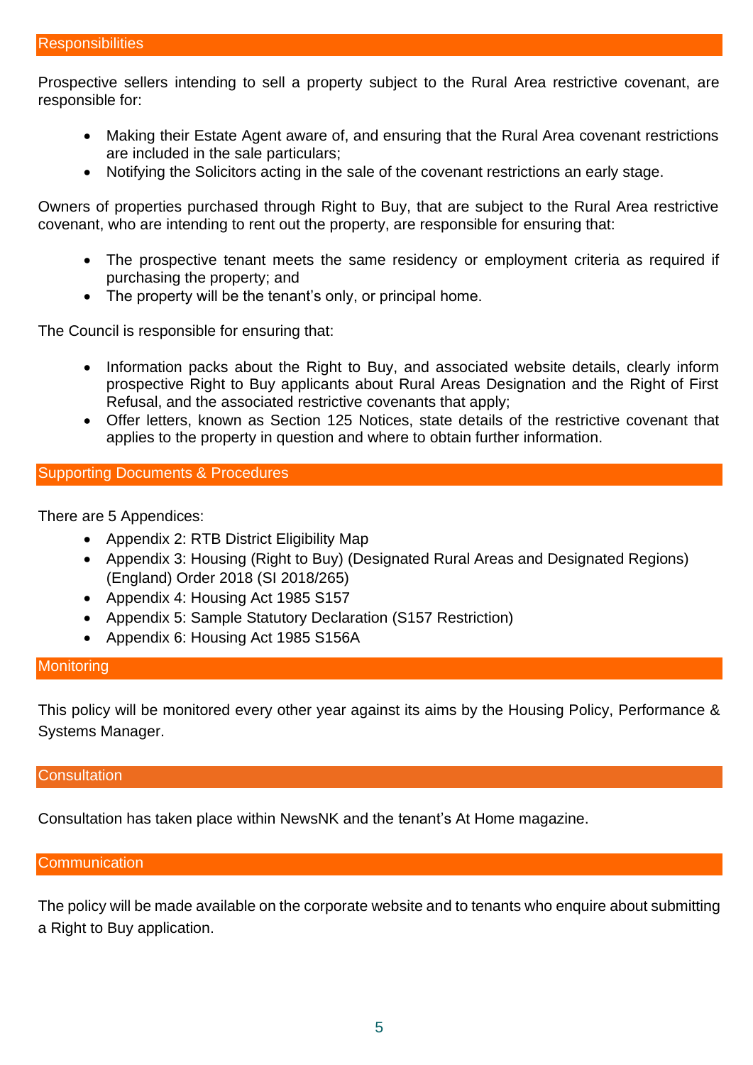## Responsibilities

Prospective sellers intending to sell a property subject to the Rural Area restrictive covenant, are responsible for:

- Making their Estate Agent aware of, and ensuring that the Rural Area covenant restrictions are included in the sale particulars;
- Notifying the Solicitors acting in the sale of the covenant restrictions an early stage.

Owners of properties purchased through Right to Buy, that are subject to the Rural Area restrictive covenant, who are intending to rent out the property, are responsible for ensuring that:

- The prospective tenant meets the same residency or employment criteria as required if purchasing the property; and
- The property will be the tenant's only, or principal home.

The Council is responsible for ensuring that:

- Information packs about the Right to Buy, and associated website details, clearly inform prospective Right to Buy applicants about Rural Areas Designation and the Right of First Refusal, and the associated restrictive covenants that apply;
- Offer letters, known as Section 125 Notices, state details of the restrictive covenant that applies to the property in question and where to obtain further information.

## Supporting Documents & Procedures

There are 5 Appendices:

- Appendix 2: RTB District Eligibility Map
- Appendix 3: Housing (Right to Buy) (Designated Rural Areas and Designated Regions) (England) Order 2018 (SI 2018/265)
- Appendix 4: Housing Act 1985 S157
- Appendix 5: Sample Statutory Declaration (S157 Restriction)
- Appendix 6: Housing Act 1985 S156A

## Monitoring

This policy will be monitored every other year against its aims by the Housing Policy, Performance & Systems Manager.

## Consultation

Consultation has taken place within NewsNK and the tenant's At Home magazine.

## Communication

The policy will be made available on the corporate website and to tenants who enquire about submitting a Right to Buy application.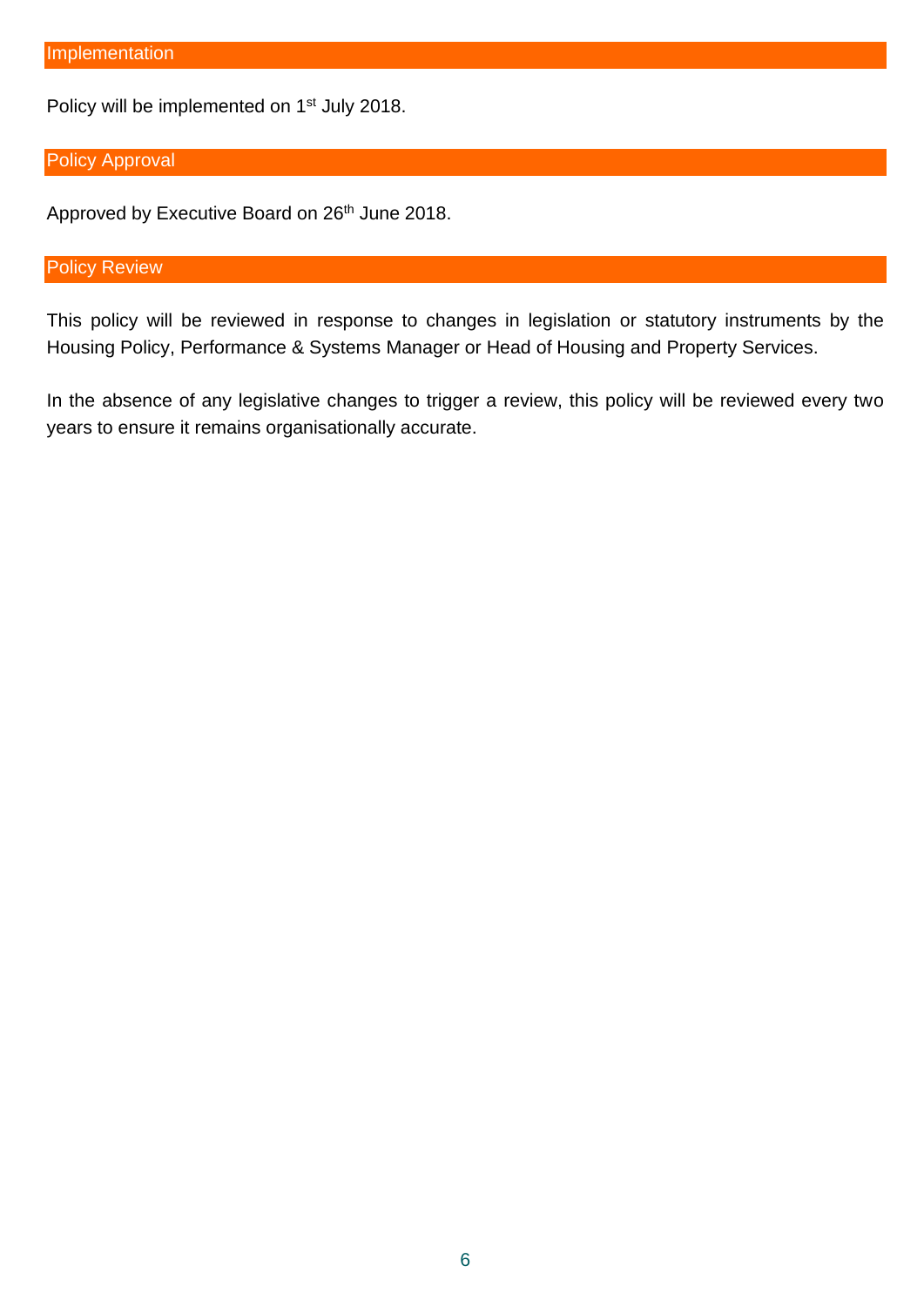## Implementation

Policy will be implemented on 1st July 2018.

## Policy Approval

Approved by Executive Board on 26th June 2018.

## Policy Review

This policy will be reviewed in response to changes in legislation or statutory instruments by the Housing Policy, Performance & Systems Manager or Head of Housing and Property Services.

In the absence of any legislative changes to trigger a review, this policy will be reviewed every two years to ensure it remains organisationally accurate.